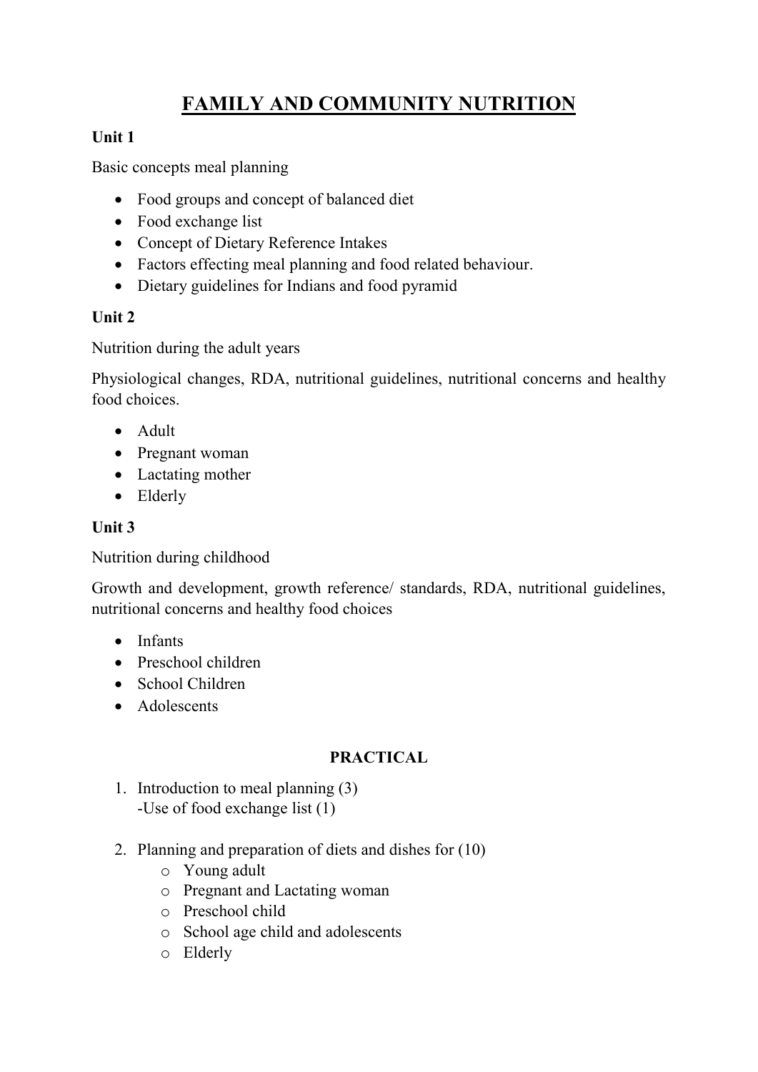# FAMILY AND COMMUNITY NUTRITION

**Unit 1**

Basic concepts meal planning

- Food groups and concept of balanced diet
- Food exchange list
- Concept of Dietary Reference Intakes
- Factors effecting meal planning and food related behaviour.
- Dietary guidelines for Indians and food pyramid

**Unit 2**

Nutrition during the adult years

Physiological changes, RDA, nutritional guidelines, nutritional concerns and healthy food choices.

- Adult
- Pregnant woman
- Lactating mother
- Elderly

**Unit 3**

Nutrition during childhood

Growth and development, growth reference/ standards, RDA, nutritional guidelines, nutritional concerns and healthy food choices

- Infants
- Preschool children
- School Children
- Adolescents

**PRACTICAL**

1. Introduction to meal planning (3)
   -Use of food exchange list (1)

2. Planning and preparation of diets and dishes for (10)
   - Young adult
   - Pregnant and Lactating woman
   - Preschool child
   - School age child and adolescents
   - Elderly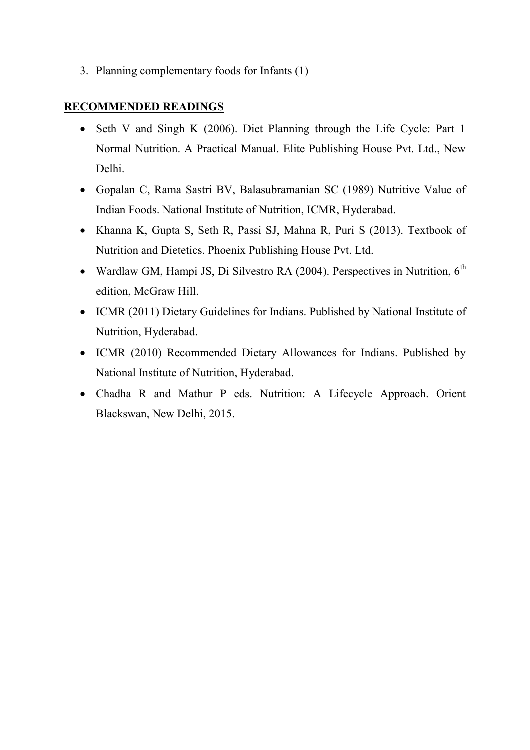3. Planning complementary foods for Infants (1)

**RECOMMENDED READINGS**

- Seth V and Singh K (2006). Diet Planning through the Life Cycle: Part 1 Normal Nutrition. A Practical Manual. Elite Publishing House Pvt. Ltd., New Delhi.
- Gopalan C, Rama Sastri BV, Balasubramanian SC (1989) Nutritive Value of Indian Foods. National Institute of Nutrition, ICMR, Hyderabad.
- Khanna K, Gupta S, Seth R, Passi SJ, Mahna R, Puri S (2013). Textbook of Nutrition and Dietetics. Phoenix Publishing House Pvt. Ltd.
- Wardlaw GM, Hampi JS, Di Silvestro RA (2004). Perspectives in Nutrition, 6th edition, McGraw Hill.
- ICMR (2011) Dietary Guidelines for Indians. Published by National Institute of Nutrition, Hyderabad.
- ICMR (2010) Recommended Dietary Allowances for Indians. Published by National Institute of Nutrition, Hyderabad.
- Chadha R and Mathur P eds. Nutrition: A Lifecycle Approach. Orient Blackswan, New Delhi, 2015.